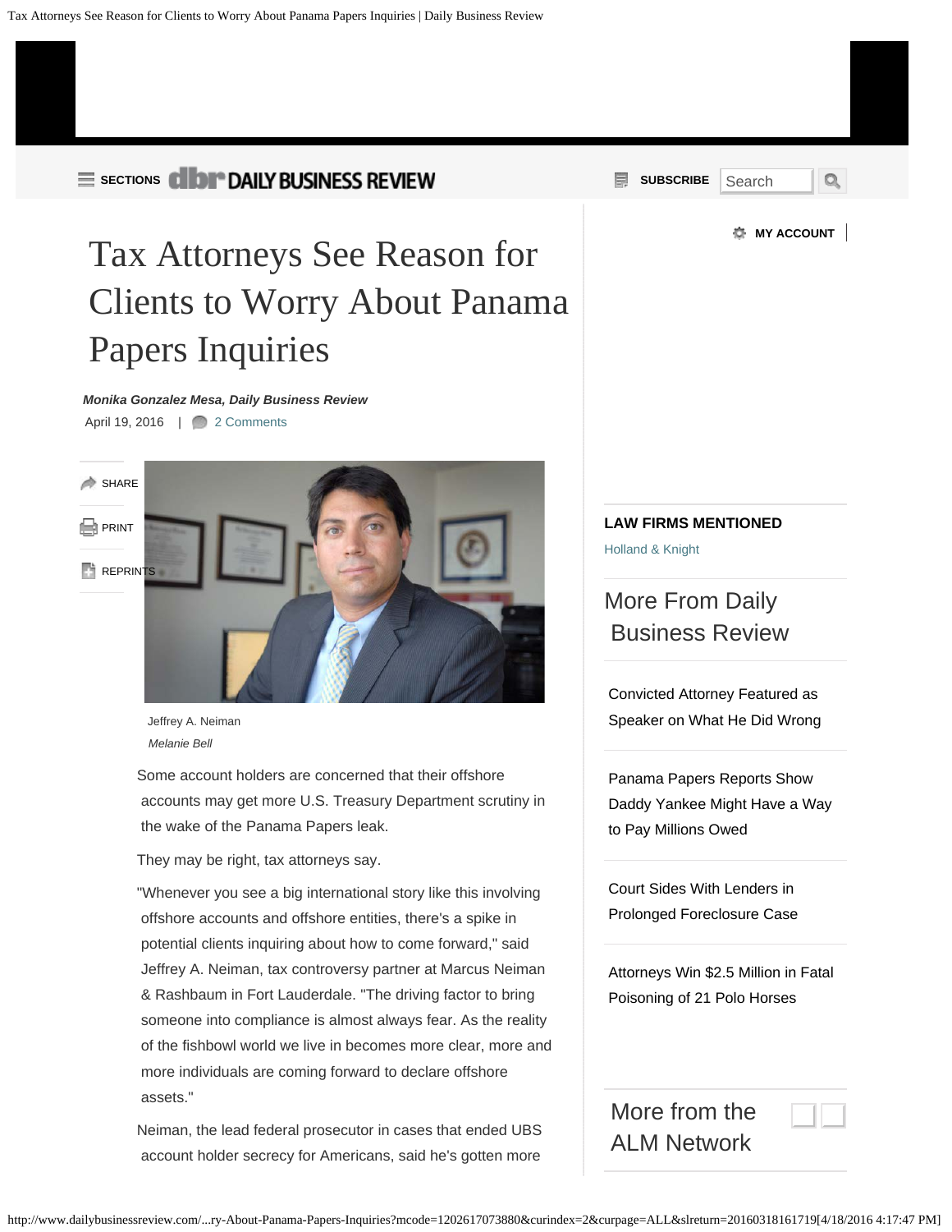# Tax Attorneys See Reason for Clients to Worry About Panama Papers Inquiries

***Monika Gonzalez Mesa, Daily Business Review***

April 19, 2016 | 2 Comments

Jeffrey A. Neiman

*Melanie Bell*

Some account holders are concerned that their offshore accounts may get more U.S. Treasury Department scrutiny in the wake of the Panama Papers leak.

They may be right, tax attorneys say.

"Whenever you see a big international story like this involving offshore accounts and offshore entities, there's a spike in potential clients inquiring about how to come forward," said Jeffrey A. Neiman, tax controversy partner at Marcus Neiman & Rashbaum in Fort Lauderdale. "The driving factor to bring someone into compliance is almost always fear. As the reality of the fishbowl world we live in becomes more clear, more and more individuals are coming forward to declare offshore assets."

Neiman, the lead federal prosecutor in cases that ended UBS account holder secrecy for Americans, said he's gotten more

**LAW FIRMS MENTIONED**

Holland & Knight

## More From Daily Business Review

Convicted Attorney Featured as Speaker on What He Did Wrong

Panama Papers Reports Show Daddy Yankee Might Have a Way to Pay Millions Owed

Court Sides With Lenders in Prolonged Foreclosure Case

Attorneys Win $2.5 Million in Fatal Poisoning of 21 Polo Horses

## More from the ALM Network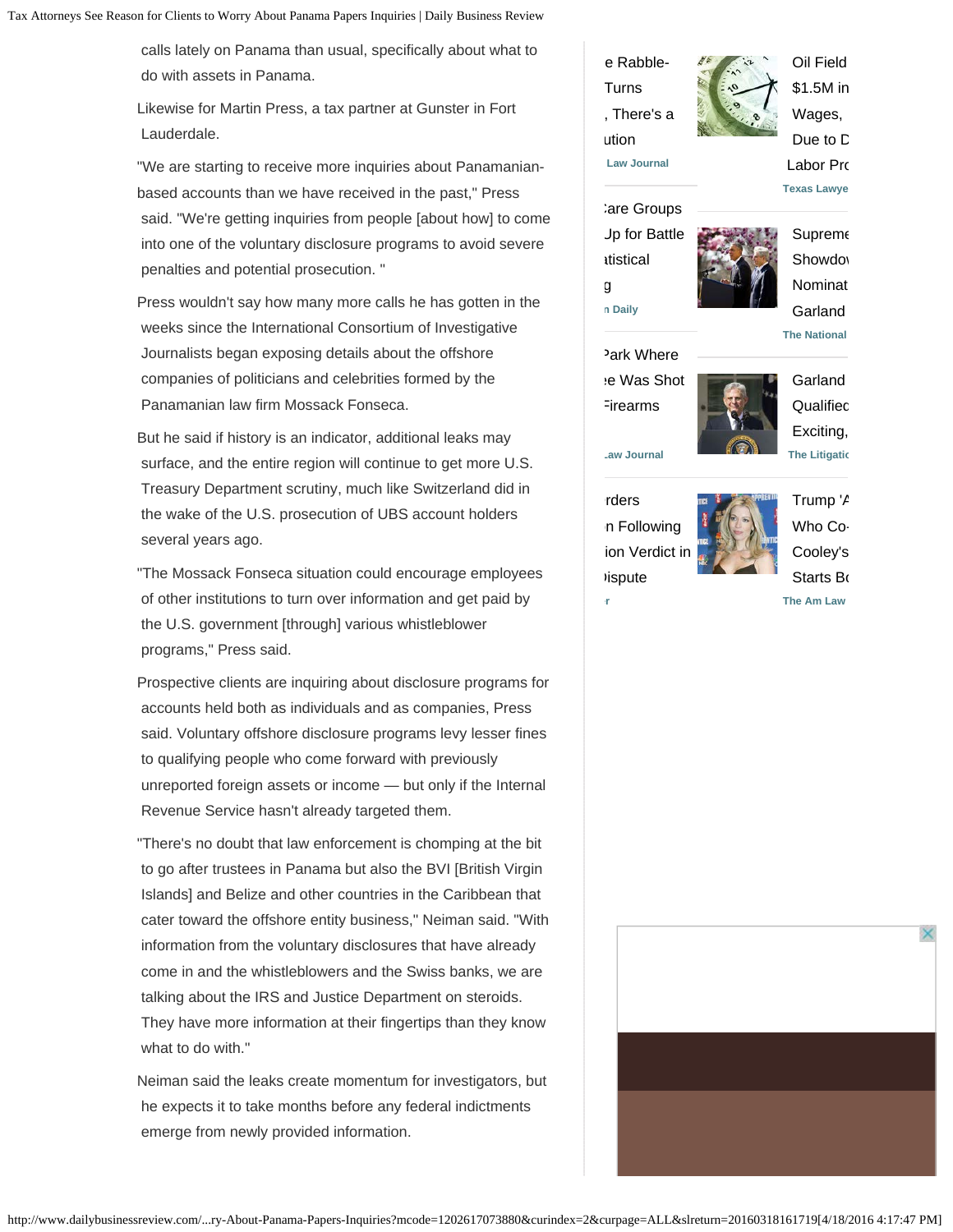calls lately on Panama than usual, specifically about what to do with assets in Panama.

Likewise for Martin Press, a tax partner at Gunster in Fort Lauderdale.

"We are starting to receive more inquiries about Panamanian-based accounts than we have received in the past," Press said. "We're getting inquiries from people [about how] to come into one of the voluntary disclosure programs to avoid severe penalties and potential prosecution. "

Press wouldn't say how many more calls he has gotten in the weeks since the International Consortium of Investigative Journalists began exposing details about the offshore companies of politicians and celebrities formed by the Panamanian law firm Mossack Fonseca.

But he said if history is an indicator, additional leaks may surface, and the entire region will continue to get more U.S. Treasury Department scrutiny, much like Switzerland did in the wake of the U.S. prosecution of UBS account holders several years ago.

"The Mossack Fonseca situation could encourage employees of other institutions to turn over information and get paid by the U.S. government [through] various whistleblower programs," Press said.

Prospective clients are inquiring about disclosure programs for accounts held both as individuals and as companies, Press said. Voluntary offshore disclosure programs levy lesser fines to qualifying people who come forward with previously unreported foreign assets or income — but only if the Internal Revenue Service hasn't already targeted them.

"There's no doubt that law enforcement is chomping at the bit to go after trustees in Panama but also the BVI [British Virgin Islands] and Belize and other countries in the Caribbean that cater toward the offshore entity business," Neiman said. "With information from the voluntary disclosures that have already come in and the whistleblowers and the Swiss banks, we are talking about the IRS and Justice Department on steroids. They have more information at their fingertips than they know what to do with."

Neiman said the leaks create momentum for investigators, but he expects it to take months before any federal indictments emerge from newly provided information.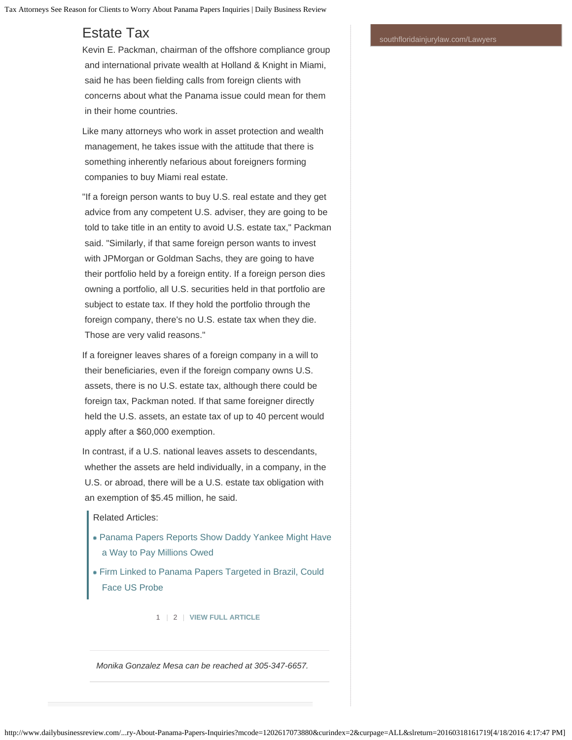## Estate Tax

Kevin E. Packman, chairman of the offshore compliance group and international private wealth at Holland & Knight in Miami, said he has been fielding calls from foreign clients with concerns about what the Panama issue could mean for them in their home countries.

Like many attorneys who work in asset protection and wealth management, he takes issue with the attitude that there is something inherently nefarious about foreigners forming companies to buy Miami real estate.

"If a foreign person wants to buy U.S. real estate and they get advice from any competent U.S. adviser, they are going to be told to take title in an entity to avoid U.S. estate tax," Packman said. "Similarly, if that same foreign person wants to invest with JPMorgan or Goldman Sachs, they are going to have their portfolio held by a foreign entity. If a foreign person dies owning a portfolio, all U.S. securities held in that portfolio are subject to estate tax. If they hold the portfolio through the foreign company, there's no U.S. estate tax when they die. Those are very valid reasons."

If a foreigner leaves shares of a foreign company in a will to their beneficiaries, even if the foreign company owns U.S. assets, there is no U.S. estate tax, although there could be foreign tax, Packman noted. If that same foreigner directly held the U.S. assets, an estate tax of up to 40 percent would apply after a $60,000 exemption.

In contrast, if a U.S. national leaves assets to descendants, whether the assets are held individually, in a company, in the U.S. or abroad, there will be a U.S. estate tax obligation with an exemption of $5.45 million, he said.

*Monika Gonzalez Mesa can be reached at 305-347-6657.*